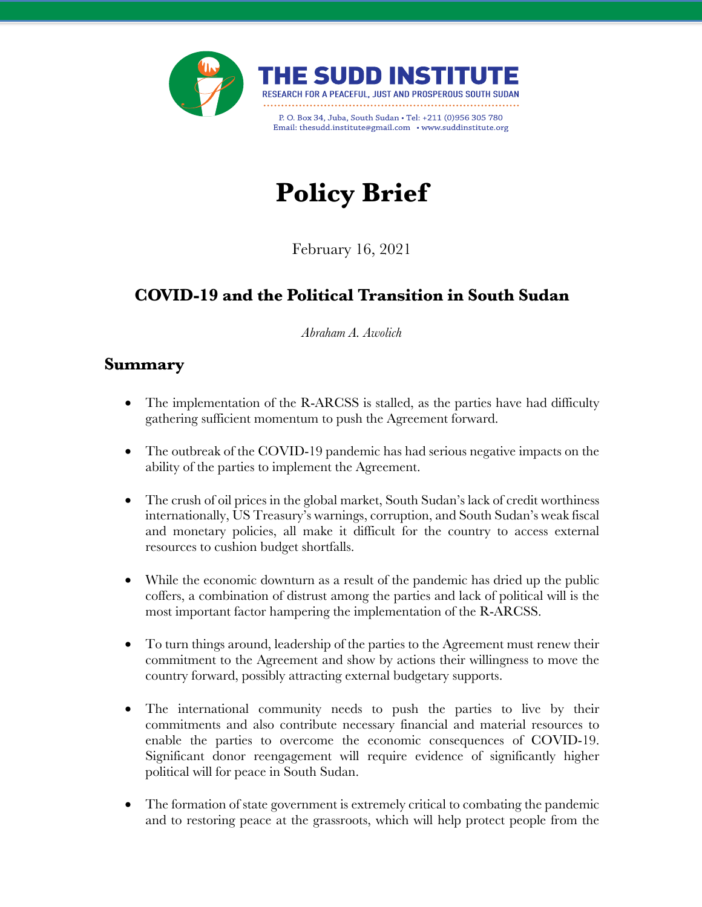THE SUDD INSTITUTE

RESEARCH FOR A PEACEFUL, JUST AND PROSPEROUS SOUTH SUDAN

P. O. Box 34, Juba, South Sudan • Tel: +211 (0)956 305 780
Email: thesudd.institute@gmail.com • www.suddinstitute.org

# Policy Brief

February 16, 2021

## COVID-19 and the Political Transition in South Sudan

*Abraham A. Awolich*

## Summary

- The implementation of the R-ARCSS is stalled, as the parties have had difficulty gathering sufficient momentum to push the Agreement forward.

- The outbreak of the COVID-19 pandemic has had serious negative impacts on the ability of the parties to implement the Agreement.

- The crush of oil prices in the global market, South Sudan's lack of credit worthiness internationally, US Treasury's warnings, corruption, and South Sudan's weak fiscal and monetary policies, all make it difficult for the country to access external resources to cushion budget shortfalls.

- While the economic downturn as a result of the pandemic has dried up the public coffers, a combination of distrust among the parties and lack of political will is the most important factor hampering the implementation of the R-ARCSS.

- To turn things around, leadership of the parties to the Agreement must renew their commitment to the Agreement and show by actions their willingness to move the country forward, possibly attracting external budgetary supports.

- The international community needs to push the parties to live by their commitments and also contribute necessary financial and material resources to enable the parties to overcome the economic consequences of COVID-19. Significant donor reengagement will require evidence of significantly higher political will for peace in South Sudan.

- The formation of state government is extremely critical to combating the pandemic and to restoring peace at the grassroots, which will help protect people from the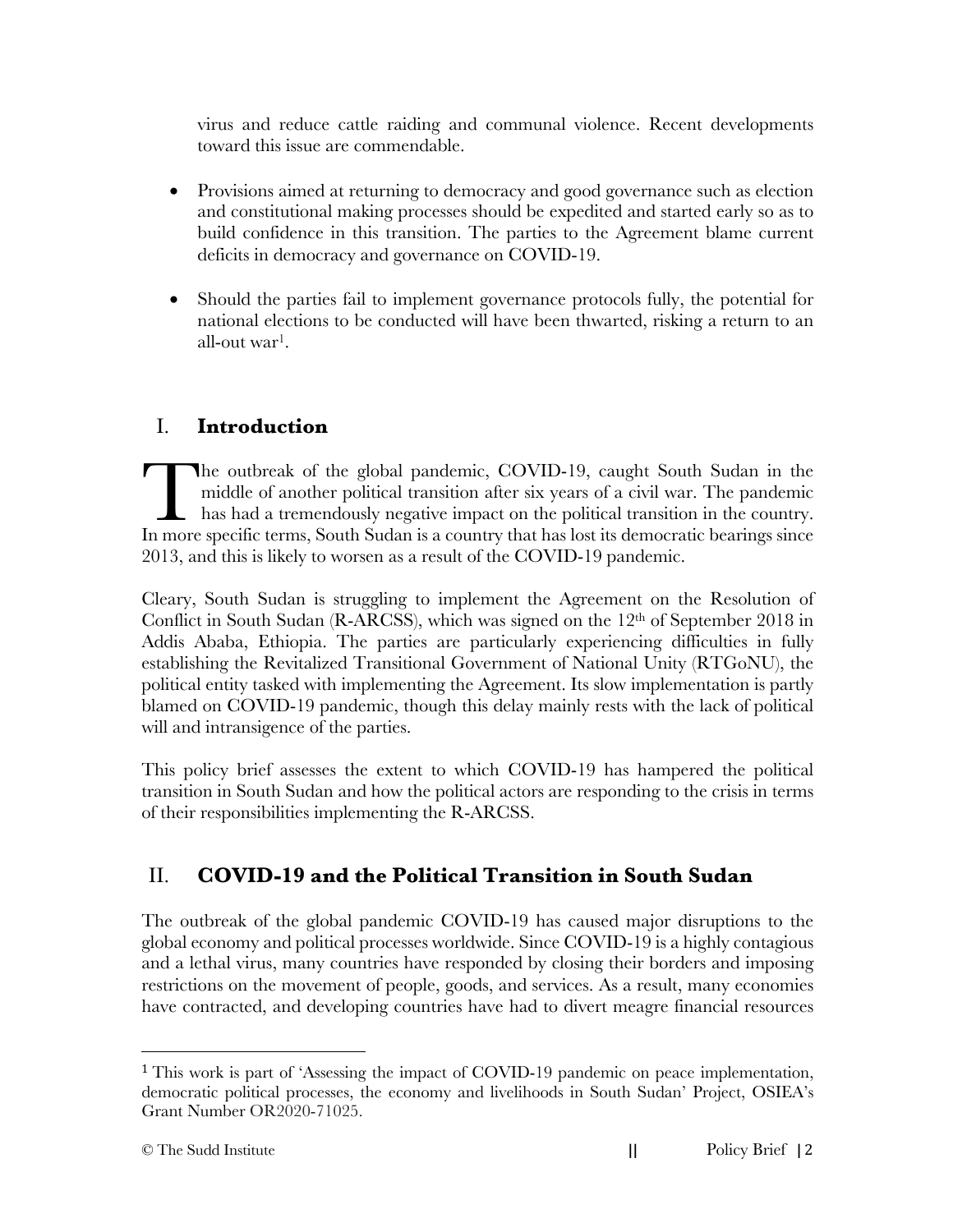virus and reduce cattle raiding and communal violence. Recent developments toward this issue are commendable.

- Provisions aimed at returning to democracy and good governance such as election and constitutional making processes should be expedited and started early so as to build confidence in this transition. The parties to the Agreement blame current deficits in democracy and governance on COVID-19.

- Should the parties fail to implement governance protocols fully, the potential for national elections to be conducted will have been thwarted, risking a return to an all-out war[1].

## I. Introduction

The outbreak of the global pandemic, COVID-19, caught South Sudan in the middle of another political transition after six years of a civil war. The pandemic has had a tremendously negative impact on the political transition in the country. In more specific terms, South Sudan is a country that has lost its democratic bearings since 2013, and this is likely to worsen as a result of the COVID-19 pandemic.

Cleary, South Sudan is struggling to implement the Agreement on the Resolution of Conflict in South Sudan (R-ARCSS), which was signed on the 12th of September 2018 in Addis Ababa, Ethiopia. The parties are particularly experiencing difficulties in fully establishing the Revitalized Transitional Government of National Unity (RTGoNU), the political entity tasked with implementing the Agreement. Its slow implementation is partly blamed on COVID-19 pandemic, though this delay mainly rests with the lack of political will and intransigence of the parties.

This policy brief assesses the extent to which COVID-19 has hampered the political transition in South Sudan and how the political actors are responding to the crisis in terms of their responsibilities implementing the R-ARCSS.

## II. COVID-19 and the Political Transition in South Sudan

The outbreak of the global pandemic COVID-19 has caused major disruptions to the global economy and political processes worldwide. Since COVID-19 is a highly contagious and a lethal virus, many countries have responded by closing their borders and imposing restrictions on the movement of people, goods, and services. As a result, many economies have contracted, and developing countries have had to divert meagre financial resources

[1] This work is part of 'Assessing the impact of COVID-19 pandemic on peace implementation, democratic political processes, the economy and livelihoods in South Sudan' Project, OSIEA's Grant Number OR2020-71025.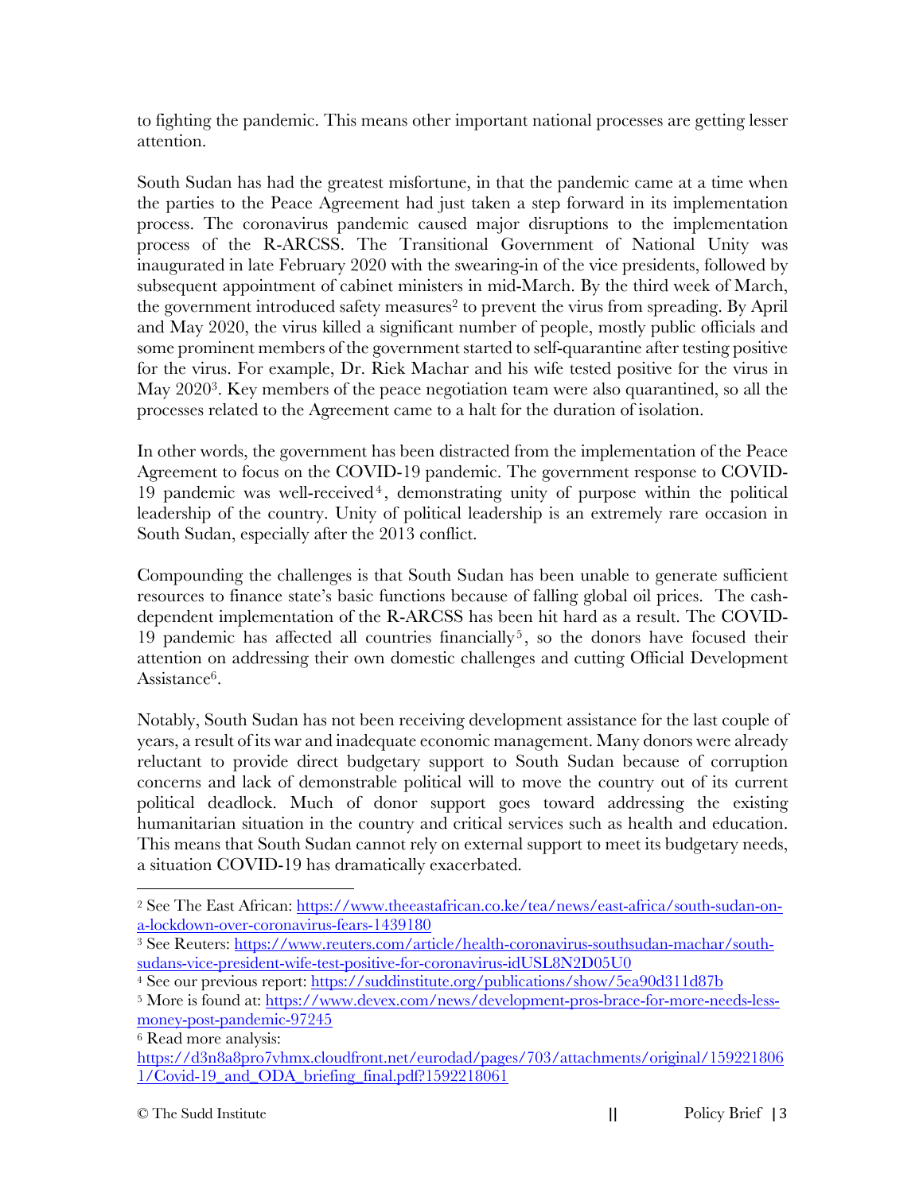to fighting the pandemic. This means other important national processes are getting lesser attention.

South Sudan has had the greatest misfortune, in that the pandemic came at a time when the parties to the Peace Agreement had just taken a step forward in its implementation process. The coronavirus pandemic caused major disruptions to the implementation process of the R-ARCSS. The Transitional Government of National Unity was inaugurated in late February 2020 with the swearing-in of the vice presidents, followed by subsequent appointment of cabinet ministers in mid-March. By the third week of March, the government introduced safety measures[2] to prevent the virus from spreading. By April and May 2020, the virus killed a significant number of people, mostly public officials and some prominent members of the government started to self-quarantine after testing positive for the virus. For example, Dr. Riek Machar and his wife tested positive for the virus in May 2020[3]. Key members of the peace negotiation team were also quarantined, so all the processes related to the Agreement came to a halt for the duration of isolation.

In other words, the government has been distracted from the implementation of the Peace Agreement to focus on the COVID-19 pandemic. The government response to COVID-19 pandemic was well-received[4], demonstrating unity of purpose within the political leadership of the country. Unity of political leadership is an extremely rare occasion in South Sudan, especially after the 2013 conflict.

Compounding the challenges is that South Sudan has been unable to generate sufficient resources to finance state's basic functions because of falling global oil prices. The cash-dependent implementation of the R-ARCSS has been hit hard as a result. The COVID-19 pandemic has affected all countries financially[5], so the donors have focused their attention on addressing their own domestic challenges and cutting Official Development Assistance[6].

Notably, South Sudan has not been receiving development assistance for the last couple of years, a result of its war and inadequate economic management. Many donors were already reluctant to provide direct budgetary support to South Sudan because of corruption concerns and lack of demonstrable political will to move the country out of its current political deadlock. Much of donor support goes toward addressing the existing humanitarian situation in the country and critical services such as health and education. This means that South Sudan cannot rely on external support to meet its budgetary needs, a situation COVID-19 has dramatically exacerbated.

---

[2] See The East African: https://www.theeastafrican.co.ke/tea/news/east-africa/south-sudan-on-a-lockdown-over-coronavirus-fears-1439180

[3] See Reuters: https://www.reuters.com/article/health-coronavirus-southsudan-machar/south-sudans-vice-president-wife-test-positive-for-coronavirus-idUSL8N2D05U0

[4] See our previous report: https://suddinstitute.org/publications/show/5ea90d311d87b

[5] More is found at: https://www.devex.com/news/development-pros-brace-for-more-needs-less-money-post-pandemic-97245

[6] Read more analysis: https://d3n8a8pro7vhmx.cloudfront.net/eurodad/pages/703/attachments/original/1592218061/Covid-19_and_ODA_briefing_final.pdf?1592218061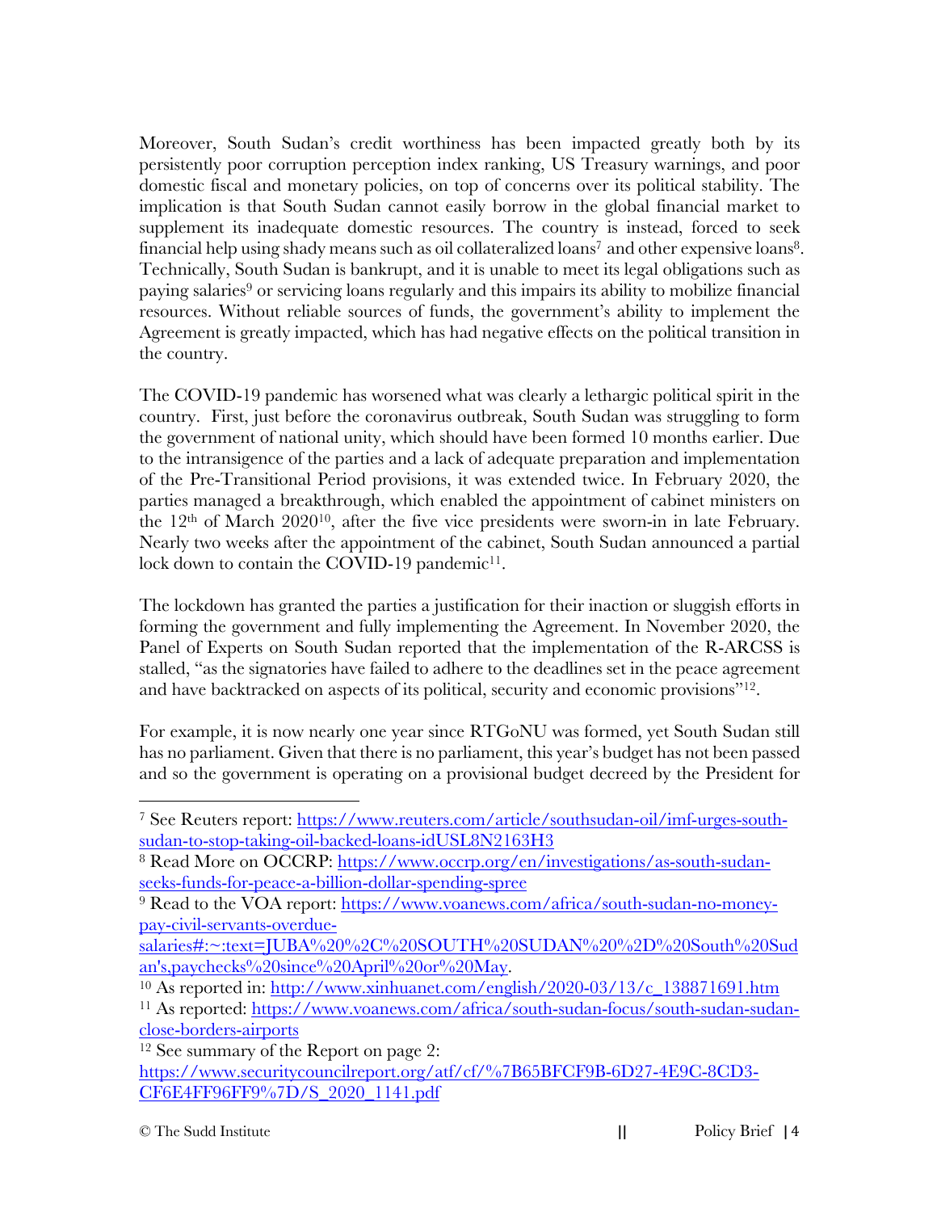Moreover, South Sudan's credit worthiness has been impacted greatly both by its persistently poor corruption perception index ranking, US Treasury warnings, and poor domestic fiscal and monetary policies, on top of concerns over its political stability. The implication is that South Sudan cannot easily borrow in the global financial market to supplement its inadequate domestic resources. The country is instead, forced to seek financial help using shady means such as oil collateralized loans[7] and other expensive loans[8]. Technically, South Sudan is bankrupt, and it is unable to meet its legal obligations such as paying salaries[9] or servicing loans regularly and this impairs its ability to mobilize financial resources. Without reliable sources of funds, the government's ability to implement the Agreement is greatly impacted, which has had negative effects on the political transition in the country.

The COVID-19 pandemic has worsened what was clearly a lethargic political spirit in the country. First, just before the coronavirus outbreak, South Sudan was struggling to form the government of national unity, which should have been formed 10 months earlier. Due to the intransigence of the parties and a lack of adequate preparation and implementation of the Pre-Transitional Period provisions, it was extended twice. In February 2020, the parties managed a breakthrough, which enabled the appointment of cabinet ministers on the 12th of March 2020[10], after the five vice presidents were sworn-in in late February. Nearly two weeks after the appointment of the cabinet, South Sudan announced a partial lock down to contain the COVID-19 pandemic[11].

The lockdown has granted the parties a justification for their inaction or sluggish efforts in forming the government and fully implementing the Agreement. In November 2020, the Panel of Experts on South Sudan reported that the implementation of the R-ARCSS is stalled, "as the signatories have failed to adhere to the deadlines set in the peace agreement and have backtracked on aspects of its political, security and economic provisions"[12].

For example, it is now nearly one year since RTGoNU was formed, yet South Sudan still has no parliament. Given that there is no parliament, this year's budget has not been passed and so the government is operating on a provisional budget decreed by the President for

---

[7] See Reuters report: https://www.reuters.com/article/southsudan-oil/imf-urges-south-sudan-to-stop-taking-oil-backed-loans-idUSL8N2163H3

[8] Read More on OCCRP: https://www.occrp.org/en/investigations/as-south-sudan-seeks-funds-for-peace-a-billion-dollar-spending-spree

[9] Read to the VOA report: https://www.voanews.com/africa/south-sudan-no-money-pay-civil-servants-overdue-salaries#:~:text=JUBA%20%2C%20SOUTH%20SUDAN%20%2D%20South%20Sudan's,paychecks%20since%20April%20or%20May.

[10] As reported in: http://www.xinhuanet.com/english/2020-03/13/c_138871691.htm

[11] As reported: https://www.voanews.com/africa/south-sudan-focus/south-sudan-sudan-close-borders-airports

[12] See summary of the Report on page 2: https://www.securitycouncilreport.org/atf/cf/%7B65BFCF9B-6D27-4E9C-8CD3-CF6E4FF96FF9%7D/S_2020_1141.pdf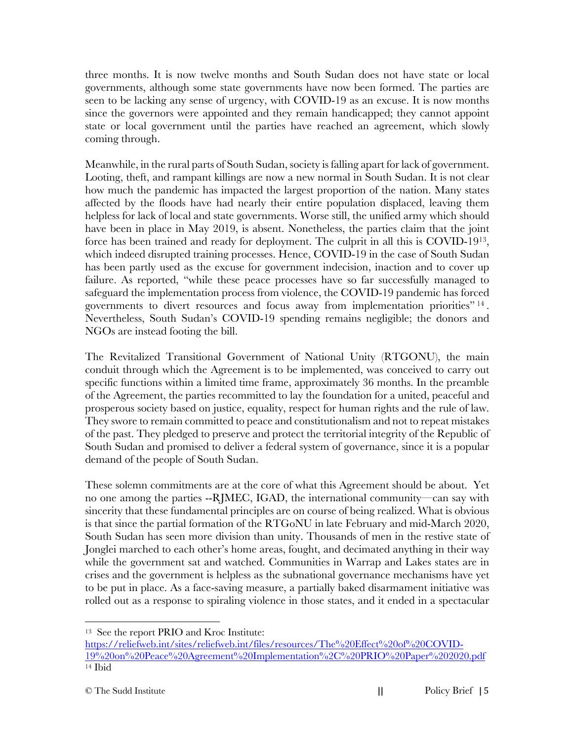three months. It is now twelve months and South Sudan does not have state or local governments, although some state governments have now been formed. The parties are seen to be lacking any sense of urgency, with COVID-19 as an excuse. It is now months since the governors were appointed and they remain handicapped; they cannot appoint state or local government until the parties have reached an agreement, which slowly coming through.

Meanwhile, in the rural parts of South Sudan, society is falling apart for lack of government. Looting, theft, and rampant killings are now a new normal in South Sudan. It is not clear how much the pandemic has impacted the largest proportion of the nation. Many states affected by the floods have had nearly their entire population displaced, leaving them helpless for lack of local and state governments. Worse still, the unified army which should have been in place in May 2019, is absent. Nonetheless, the parties claim that the joint force has been trained and ready for deployment. The culprit in all this is COVID-19[13], which indeed disrupted training processes. Hence, COVID-19 in the case of South Sudan has been partly used as the excuse for government indecision, inaction and to cover up failure. As reported, "while these peace processes have so far successfully managed to safeguard the implementation process from violence, the COVID-19 pandemic has forced governments to divert resources and focus away from implementation priorities"[14]. Nevertheless, South Sudan's COVID-19 spending remains negligible; the donors and NGOs are instead footing the bill.

The Revitalized Transitional Government of National Unity (RTGONU), the main conduit through which the Agreement is to be implemented, was conceived to carry out specific functions within a limited time frame, approximately 36 months. In the preamble of the Agreement, the parties recommitted to lay the foundation for a united, peaceful and prosperous society based on justice, equality, respect for human rights and the rule of law. They swore to remain committed to peace and constitutionalism and not to repeat mistakes of the past. They pledged to preserve and protect the territorial integrity of the Republic of South Sudan and promised to deliver a federal system of governance, since it is a popular demand of the people of South Sudan.

These solemn commitments are at the core of what this Agreement should be about. Yet no one among the parties --RJMEC, IGAD, the international community—can say with sincerity that these fundamental principles are on course of being realized. What is obvious is that since the partial formation of the RTGoNU in late February and mid-March 2020, South Sudan has seen more division than unity. Thousands of men in the restive state of Jonglei marched to each other's home areas, fought, and decimated anything in their way while the government sat and watched. Communities in Warrap and Lakes states are in crises and the government is helpless as the subnational governance mechanisms have yet to be put in place. As a face-saving measure, a partially baked disarmament initiative was rolled out as a response to spiraling violence in those states, and it ended in a spectacular

---

[13] See the report PRIO and Kroc Institute: https://reliefweb.int/sites/reliefweb.int/files/resources/The%20Effect%20of%20COVID-19%20on%20Peace%20Agreement%20Implementation%2C%20PRIO%20Paper%202020.pdf

[14] Ibid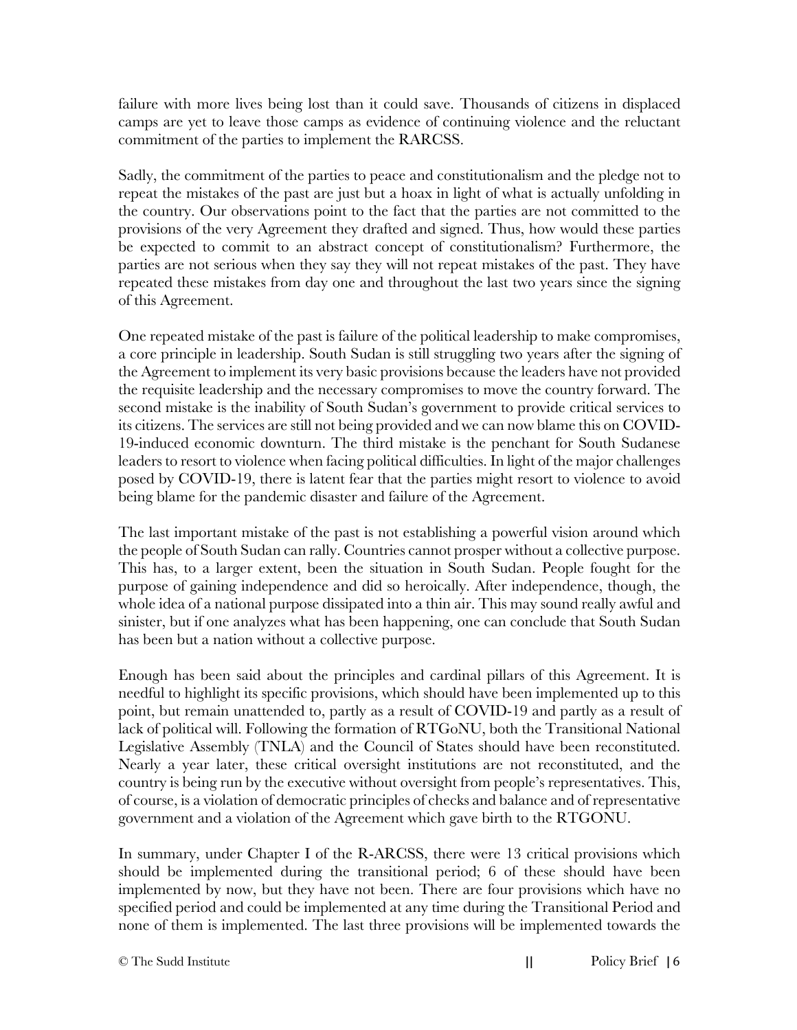failure with more lives being lost than it could save. Thousands of citizens in displaced camps are yet to leave those camps as evidence of continuing violence and the reluctant commitment of the parties to implement the RARCSS.

Sadly, the commitment of the parties to peace and constitutionalism and the pledge not to repeat the mistakes of the past are just but a hoax in light of what is actually unfolding in the country. Our observations point to the fact that the parties are not committed to the provisions of the very Agreement they drafted and signed. Thus, how would these parties be expected to commit to an abstract concept of constitutionalism? Furthermore, the parties are not serious when they say they will not repeat mistakes of the past. They have repeated these mistakes from day one and throughout the last two years since the signing of this Agreement.

One repeated mistake of the past is failure of the political leadership to make compromises, a core principle in leadership. South Sudan is still struggling two years after the signing of the Agreement to implement its very basic provisions because the leaders have not provided the requisite leadership and the necessary compromises to move the country forward. The second mistake is the inability of South Sudan's government to provide critical services to its citizens. The services are still not being provided and we can now blame this on COVID-19-induced economic downturn. The third mistake is the penchant for South Sudanese leaders to resort to violence when facing political difficulties. In light of the major challenges posed by COVID-19, there is latent fear that the parties might resort to violence to avoid being blame for the pandemic disaster and failure of the Agreement.

The last important mistake of the past is not establishing a powerful vision around which the people of South Sudan can rally. Countries cannot prosper without a collective purpose. This has, to a larger extent, been the situation in South Sudan. People fought for the purpose of gaining independence and did so heroically. After independence, though, the whole idea of a national purpose dissipated into a thin air. This may sound really awful and sinister, but if one analyzes what has been happening, one can conclude that South Sudan has been but a nation without a collective purpose.

Enough has been said about the principles and cardinal pillars of this Agreement. It is needful to highlight its specific provisions, which should have been implemented up to this point, but remain unattended to, partly as a result of COVID-19 and partly as a result of lack of political will. Following the formation of RTGoNU, both the Transitional National Legislative Assembly (TNLA) and the Council of States should have been reconstituted. Nearly a year later, these critical oversight institutions are not reconstituted, and the country is being run by the executive without oversight from people's representatives. This, of course, is a violation of democratic principles of checks and balance and of representative government and a violation of the Agreement which gave birth to the RTGONU.

In summary, under Chapter I of the R-ARCSS, there were 13 critical provisions which should be implemented during the transitional period; 6 of these should have been implemented by now, but they have not been. There are four provisions which have no specified period and could be implemented at any time during the Transitional Period and none of them is implemented. The last three provisions will be implemented towards the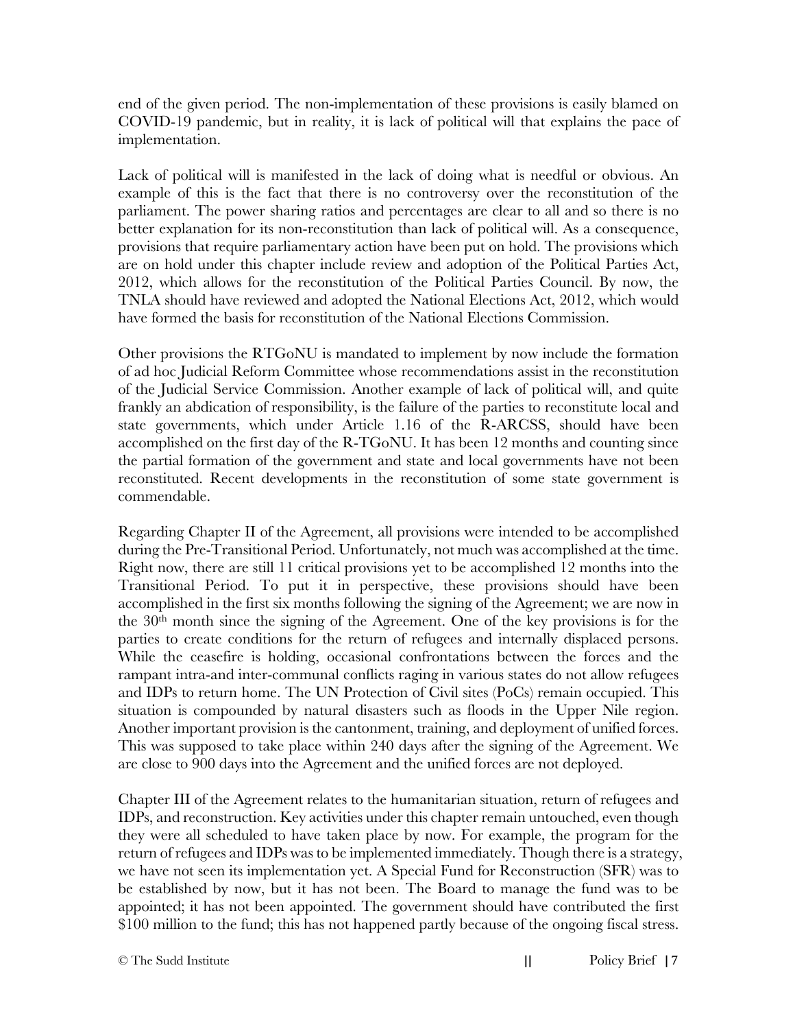end of the given period. The non-implementation of these provisions is easily blamed on COVID-19 pandemic, but in reality, it is lack of political will that explains the pace of implementation.

Lack of political will is manifested in the lack of doing what is needful or obvious. An example of this is the fact that there is no controversy over the reconstitution of the parliament. The power sharing ratios and percentages are clear to all and so there is no better explanation for its non-reconstitution than lack of political will. As a consequence, provisions that require parliamentary action have been put on hold. The provisions which are on hold under this chapter include review and adoption of the Political Parties Act, 2012, which allows for the reconstitution of the Political Parties Council. By now, the TNLA should have reviewed and adopted the National Elections Act, 2012, which would have formed the basis for reconstitution of the National Elections Commission.

Other provisions the RTGoNU is mandated to implement by now include the formation of ad hoc Judicial Reform Committee whose recommendations assist in the reconstitution of the Judicial Service Commission. Another example of lack of political will, and quite frankly an abdication of responsibility, is the failure of the parties to reconstitute local and state governments, which under Article 1.16 of the R-ARCSS, should have been accomplished on the first day of the R-TGoNU. It has been 12 months and counting since the partial formation of the government and state and local governments have not been reconstituted. Recent developments in the reconstitution of some state government is commendable.

Regarding Chapter II of the Agreement, all provisions were intended to be accomplished during the Pre-Transitional Period. Unfortunately, not much was accomplished at the time. Right now, there are still 11 critical provisions yet to be accomplished 12 months into the Transitional Period. To put it in perspective, these provisions should have been accomplished in the first six months following the signing of the Agreement; we are now in the 30th month since the signing of the Agreement. One of the key provisions is for the parties to create conditions for the return of refugees and internally displaced persons. While the ceasefire is holding, occasional confrontations between the forces and the rampant intra-and inter-communal conflicts raging in various states do not allow refugees and IDPs to return home. The UN Protection of Civil sites (PoCs) remain occupied. This situation is compounded by natural disasters such as floods in the Upper Nile region. Another important provision is the cantonment, training, and deployment of unified forces. This was supposed to take place within 240 days after the signing of the Agreement. We are close to 900 days into the Agreement and the unified forces are not deployed.

Chapter III of the Agreement relates to the humanitarian situation, return of refugees and IDPs, and reconstruction. Key activities under this chapter remain untouched, even though they were all scheduled to have taken place by now. For example, the program for the return of refugees and IDPs was to be implemented immediately. Though there is a strategy, we have not seen its implementation yet. A Special Fund for Reconstruction (SFR) was to be established by now, but it has not been. The Board to manage the fund was to be appointed; it has not been appointed. The government should have contributed the first $100 million to the fund; this has not happened partly because of the ongoing fiscal stress.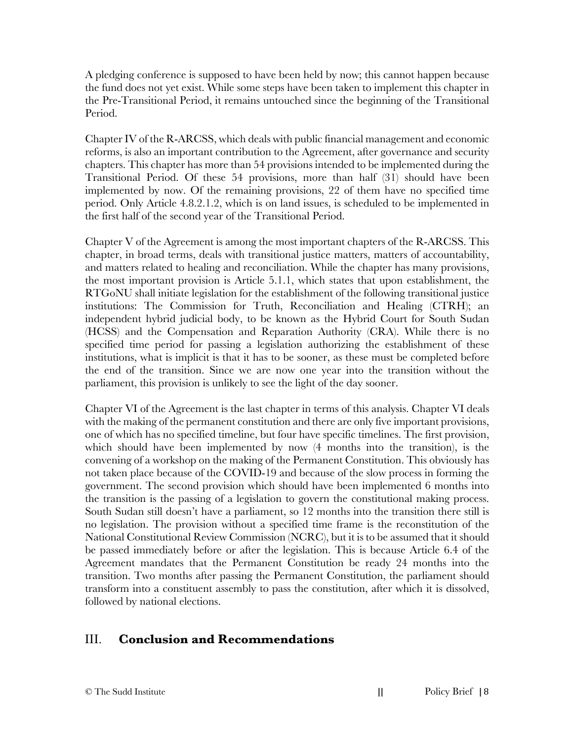A pledging conference is supposed to have been held by now; this cannot happen because the fund does not yet exist. While some steps have been taken to implement this chapter in the Pre-Transitional Period, it remains untouched since the beginning of the Transitional Period.

Chapter IV of the R-ARCSS, which deals with public financial management and economic reforms, is also an important contribution to the Agreement, after governance and security chapters. This chapter has more than 54 provisions intended to be implemented during the Transitional Period. Of these 54 provisions, more than half (31) should have been implemented by now. Of the remaining provisions, 22 of them have no specified time period. Only Article 4.8.2.1.2, which is on land issues, is scheduled to be implemented in the first half of the second year of the Transitional Period.

Chapter V of the Agreement is among the most important chapters of the R-ARCSS. This chapter, in broad terms, deals with transitional justice matters, matters of accountability, and matters related to healing and reconciliation. While the chapter has many provisions, the most important provision is Article 5.1.1, which states that upon establishment, the RTGoNU shall initiate legislation for the establishment of the following transitional justice institutions: The Commission for Truth, Reconciliation and Healing (CTRH); an independent hybrid judicial body, to be known as the Hybrid Court for South Sudan (HCSS) and the Compensation and Reparation Authority (CRA). While there is no specified time period for passing a legislation authorizing the establishment of these institutions, what is implicit is that it has to be sooner, as these must be completed before the end of the transition. Since we are now one year into the transition without the parliament, this provision is unlikely to see the light of the day sooner.

Chapter VI of the Agreement is the last chapter in terms of this analysis. Chapter VI deals with the making of the permanent constitution and there are only five important provisions, one of which has no specified timeline, but four have specific timelines. The first provision, which should have been implemented by now (4 months into the transition), is the convening of a workshop on the making of the Permanent Constitution. This obviously has not taken place because of the COVID-19 and because of the slow process in forming the government. The second provision which should have been implemented 6 months into the transition is the passing of a legislation to govern the constitutional making process. South Sudan still doesn't have a parliament, so 12 months into the transition there still is no legislation. The provision without a specified time frame is the reconstitution of the National Constitutional Review Commission (NCRC), but it is to be assumed that it should be passed immediately before or after the legislation. This is because Article 6.4 of the Agreement mandates that the Permanent Constitution be ready 24 months into the transition. Two months after passing the Permanent Constitution, the parliament should transform into a constituent assembly to pass the constitution, after which it is dissolved, followed by national elections.

## III. **Conclusion and Recommendations**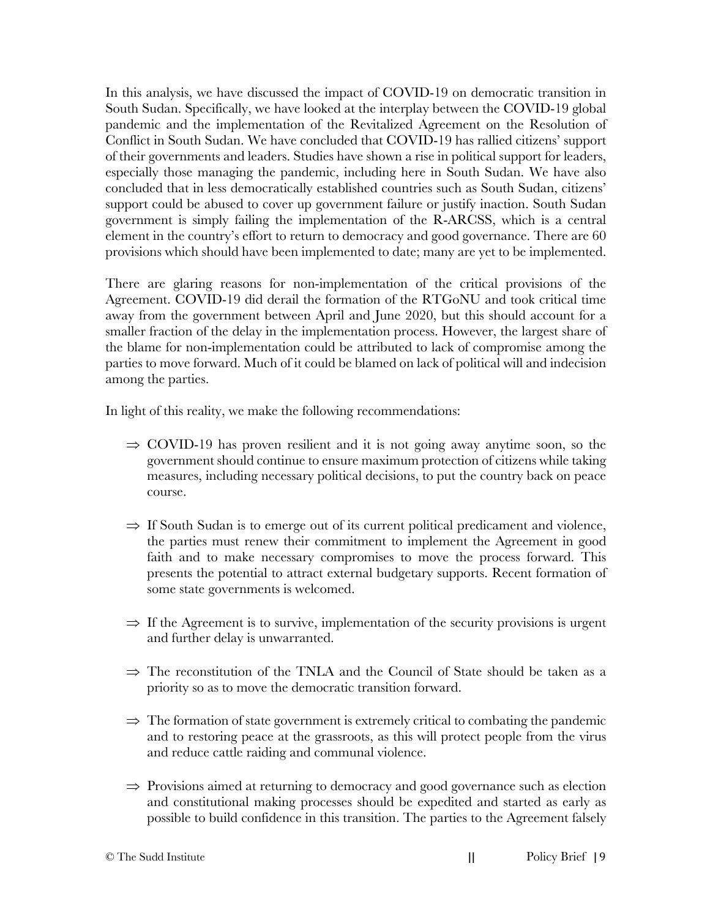In this analysis, we have discussed the impact of COVID-19 on democratic transition in South Sudan. Specifically, we have looked at the interplay between the COVID-19 global pandemic and the implementation of the Revitalized Agreement on the Resolution of Conflict in South Sudan. We have concluded that COVID-19 has rallied citizens' support of their governments and leaders. Studies have shown a rise in political support for leaders, especially those managing the pandemic, including here in South Sudan. We have also concluded that in less democratically established countries such as South Sudan, citizens' support could be abused to cover up government failure or justify inaction. South Sudan government is simply failing the implementation of the R-ARCSS, which is a central element in the country's effort to return to democracy and good governance. There are 60 provisions which should have been implemented to date; many are yet to be implemented.

There are glaring reasons for non-implementation of the critical provisions of the Agreement. COVID-19 did derail the formation of the RTGoNU and took critical time away from the government between April and June 2020, but this should account for a smaller fraction of the delay in the implementation process. However, the largest share of the blame for non-implementation could be attributed to lack of compromise among the parties to move forward. Much of it could be blamed on lack of political will and indecision among the parties.

In light of this reality, we make the following recommendations:

- ⇒ COVID-19 has proven resilient and it is not going away anytime soon, so the government should continue to ensure maximum protection of citizens while taking measures, including necessary political decisions, to put the country back on peace course.

- ⇒ If South Sudan is to emerge out of its current political predicament and violence, the parties must renew their commitment to implement the Agreement in good faith and to make necessary compromises to move the process forward. This presents the potential to attract external budgetary supports. Recent formation of some state governments is welcomed.

- ⇒ If the Agreement is to survive, implementation of the security provisions is urgent and further delay is unwarranted.

- ⇒ The reconstitution of the TNLA and the Council of State should be taken as a priority so as to move the democratic transition forward.

- ⇒ The formation of state government is extremely critical to combating the pandemic and to restoring peace at the grassroots, as this will protect people from the virus and reduce cattle raiding and communal violence.

- ⇒ Provisions aimed at returning to democracy and good governance such as election and constitutional making processes should be expedited and started as early as possible to build confidence in this transition. The parties to the Agreement falsely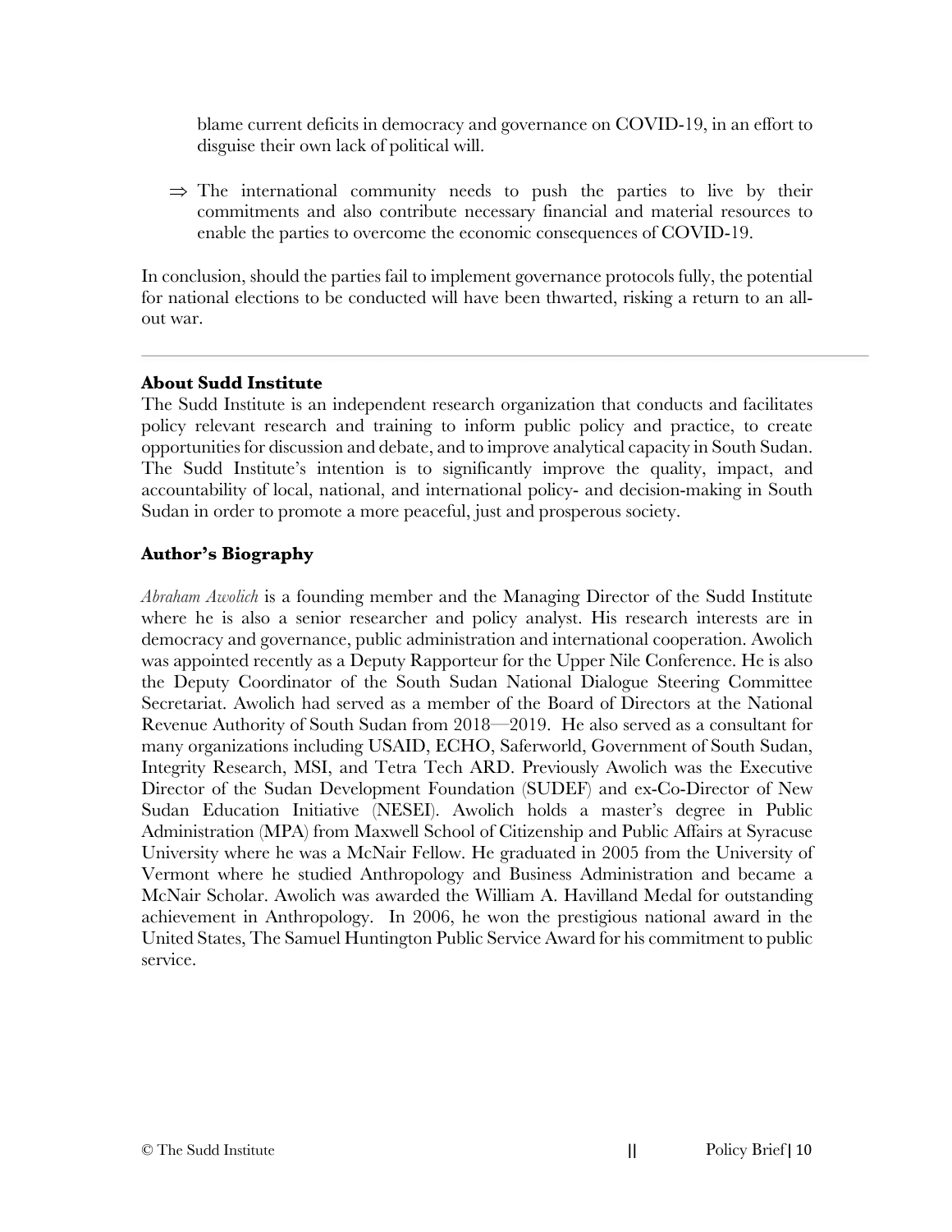blame current deficits in democracy and governance on COVID-19, in an effort to disguise their own lack of political will.

⇒ The international community needs to push the parties to live by their commitments and also contribute necessary financial and material resources to enable the parties to overcome the economic consequences of COVID-19.

In conclusion, should the parties fail to implement governance protocols fully, the potential for national elections to be conducted will have been thwarted, risking a return to an all-out war.

---

**About Sudd Institute**

The Sudd Institute is an independent research organization that conducts and facilitates policy relevant research and training to inform public policy and practice, to create opportunities for discussion and debate, and to improve analytical capacity in South Sudan. The Sudd Institute's intention is to significantly improve the quality, impact, and accountability of local, national, and international policy- and decision-making in South Sudan in order to promote a more peaceful, just and prosperous society.

**Author's Biography**

*Abraham Awolich* is a founding member and the Managing Director of the Sudd Institute where he is also a senior researcher and policy analyst. His research interests are in democracy and governance, public administration and international cooperation. Awolich was appointed recently as a Deputy Rapporteur for the Upper Nile Conference. He is also the Deputy Coordinator of the South Sudan National Dialogue Steering Committee Secretariat. Awolich had served as a member of the Board of Directors at the National Revenue Authority of South Sudan from 2018—2019. He also served as a consultant for many organizations including USAID, ECHO, Saferworld, Government of South Sudan, Integrity Research, MSI, and Tetra Tech ARD. Previously Awolich was the Executive Director of the Sudan Development Foundation (SUDEF) and ex-Co-Director of New Sudan Education Initiative (NESEI). Awolich holds a master's degree in Public Administration (MPA) from Maxwell School of Citizenship and Public Affairs at Syracuse University where he was a McNair Fellow. He graduated in 2005 from the University of Vermont where he studied Anthropology and Business Administration and became a McNair Scholar. Awolich was awarded the William A. Havilland Medal for outstanding achievement in Anthropology. In 2006, he won the prestigious national award in the United States, The Samuel Huntington Public Service Award for his commitment to public service.